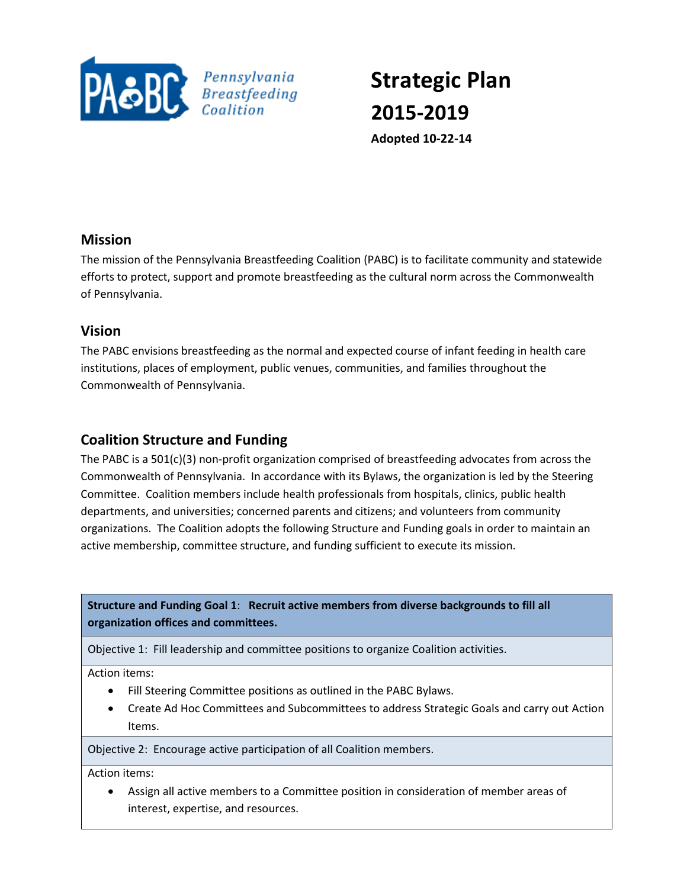PABC Pennsylvania Breastfeeding Coalition

# Strategic Plan 2015-2019

**Adopted 10-22-14**

## Mission

The mission of the Pennsylvania Breastfeeding Coalition (PABC) is to facilitate community and statewide efforts to protect, support and promote breastfeeding as the cultural norm across the Commonwealth of Pennsylvania.

## Vision

The PABC envisions breastfeeding as the normal and expected course of infant feeding in health care institutions, places of employment, public venues, communities, and families throughout the Commonwealth of Pennsylvania.

## Coalition Structure and Funding

The PABC is a 501(c)(3) non-profit organization comprised of breastfeeding advocates from across the Commonwealth of Pennsylvania. In accordance with its Bylaws, the organization is led by the Steering Committee. Coalition members include health professionals from hospitals, clinics, public health departments, and universities; concerned parents and citizens; and volunteers from community organizations. The Coalition adopts the following Structure and Funding goals in order to maintain an active membership, committee structure, and funding sufficient to execute its mission.

| **Structure and Funding Goal 1**: **Recruit active members from diverse backgrounds to fill all organization offices and committees.** |
|---|
| Objective 1: Fill leadership and committee positions to organize Coalition activities. |
| Action items:<br>• Fill Steering Committee positions as outlined in the PABC Bylaws.<br>• Create Ad Hoc Committees and Subcommittees to address Strategic Goals and carry out Action Items. |
| Objective 2: Encourage active participation of all Coalition members. |
| Action items:<br>• Assign all active members to a Committee position in consideration of member areas of interest, expertise, and resources. |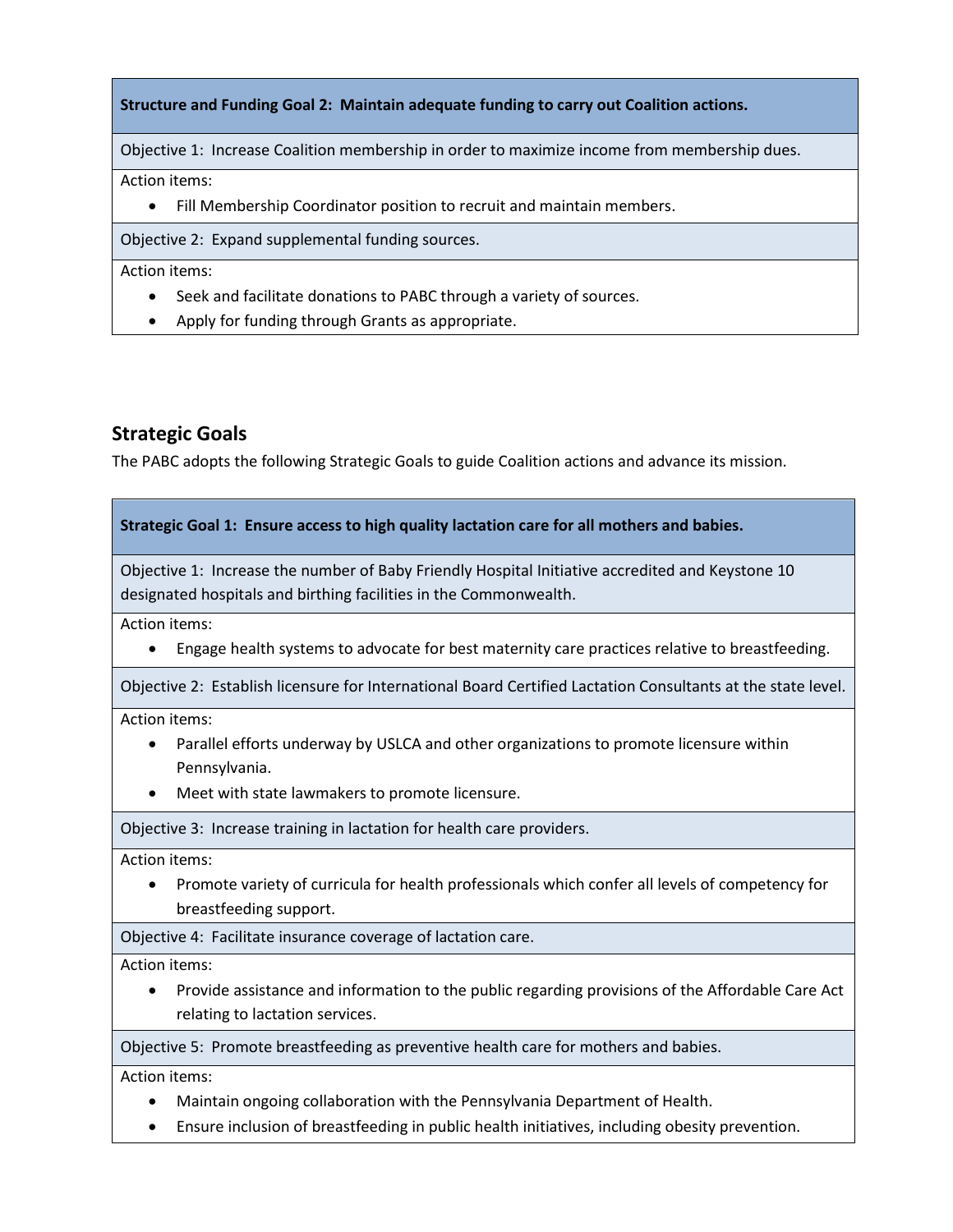**Structure and Funding Goal 2: Maintain adequate funding to carry out Coalition actions.**

Objective 1: Increase Coalition membership in order to maximize income from membership dues.

Action items:

- Fill Membership Coordinator position to recruit and maintain members.

Objective 2: Expand supplemental funding sources.

Action items:

- Seek and facilitate donations to PABC through a variety of sources.
- Apply for funding through Grants as appropriate.

## Strategic Goals

The PABC adopts the following Strategic Goals to guide Coalition actions and advance its mission.

**Strategic Goal 1: Ensure access to high quality lactation care for all mothers and babies.**

Objective 1: Increase the number of Baby Friendly Hospital Initiative accredited and Keystone 10 designated hospitals and birthing facilities in the Commonwealth.

Action items:

- Engage health systems to advocate for best maternity care practices relative to breastfeeding.

Objective 2: Establish licensure for International Board Certified Lactation Consultants at the state level.

Action items:

- Parallel efforts underway by USLCA and other organizations to promote licensure within Pennsylvania.
- Meet with state lawmakers to promote licensure.

Objective 3: Increase training in lactation for health care providers.

Action items:

- Promote variety of curricula for health professionals which confer all levels of competency for breastfeeding support.

Objective 4: Facilitate insurance coverage of lactation care.

Action items:

- Provide assistance and information to the public regarding provisions of the Affordable Care Act relating to lactation services.

Objective 5: Promote breastfeeding as preventive health care for mothers and babies.

Action items:

- Maintain ongoing collaboration with the Pennsylvania Department of Health.
- Ensure inclusion of breastfeeding in public health initiatives, including obesity prevention.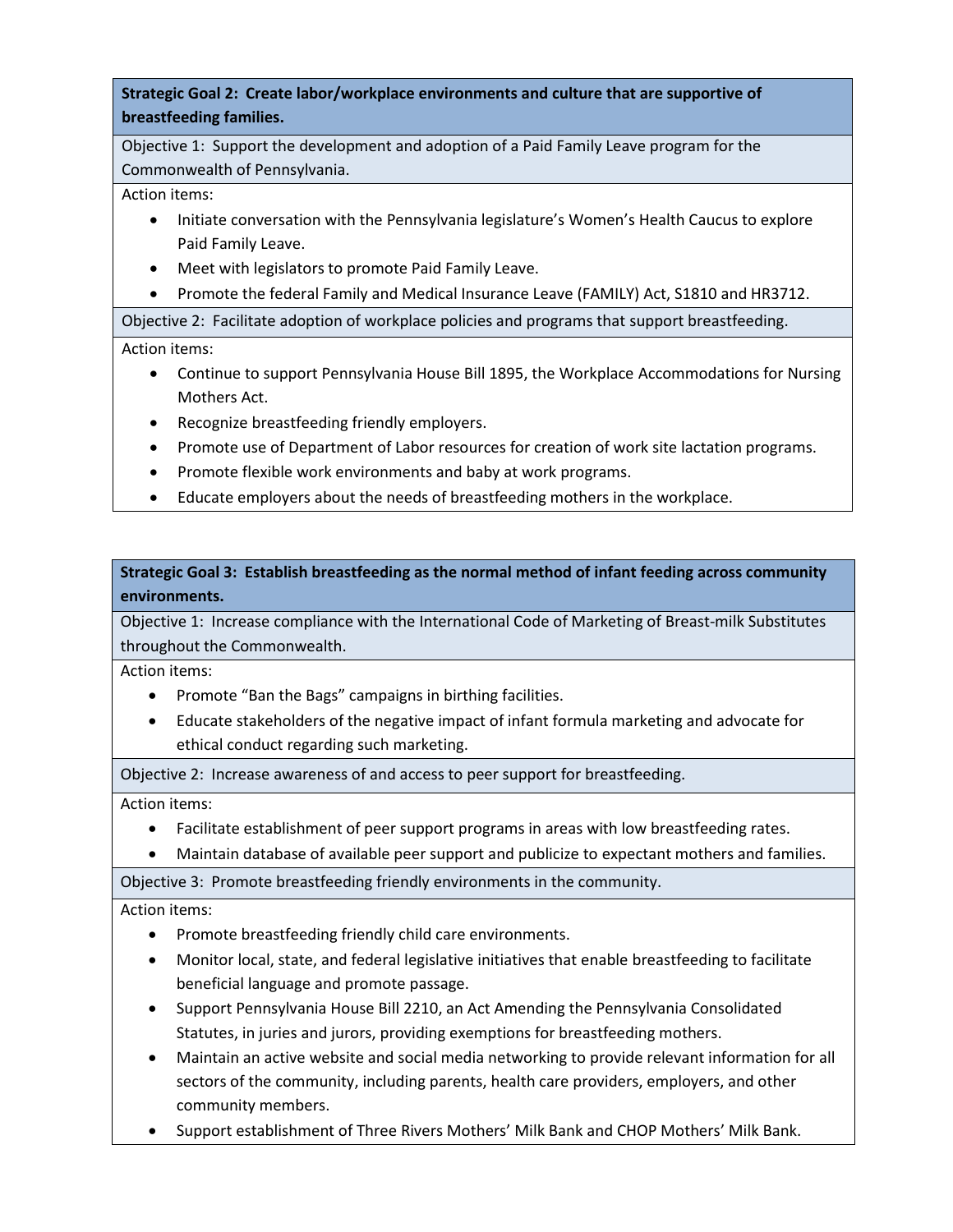**Strategic Goal 2: Create labor/workplace environments and culture that are supportive of breastfeeding families.**

Objective 1: Support the development and adoption of a Paid Family Leave program for the Commonwealth of Pennsylvania.

Action items:

- Initiate conversation with the Pennsylvania legislature's Women's Health Caucus to explore Paid Family Leave.
- Meet with legislators to promote Paid Family Leave.
- Promote the federal Family and Medical Insurance Leave (FAMILY) Act, S1810 and HR3712.

Objective 2: Facilitate adoption of workplace policies and programs that support breastfeeding.

Action items:

- Continue to support Pennsylvania House Bill 1895, the Workplace Accommodations for Nursing Mothers Act.
- Recognize breastfeeding friendly employers.
- Promote use of Department of Labor resources for creation of work site lactation programs.
- Promote flexible work environments and baby at work programs.
- Educate employers about the needs of breastfeeding mothers in the workplace.

**Strategic Goal 3: Establish breastfeeding as the normal method of infant feeding across community environments.**

Objective 1: Increase compliance with the International Code of Marketing of Breast-milk Substitutes throughout the Commonwealth.

Action items:

- Promote "Ban the Bags" campaigns in birthing facilities.
- Educate stakeholders of the negative impact of infant formula marketing and advocate for ethical conduct regarding such marketing.

Objective 2: Increase awareness of and access to peer support for breastfeeding.

Action items:

- Facilitate establishment of peer support programs in areas with low breastfeeding rates.
- Maintain database of available peer support and publicize to expectant mothers and families.

Objective 3: Promote breastfeeding friendly environments in the community.

Action items:

- Promote breastfeeding friendly child care environments.
- Monitor local, state, and federal legislative initiatives that enable breastfeeding to facilitate beneficial language and promote passage.
- Support Pennsylvania House Bill 2210, an Act Amending the Pennsylvania Consolidated Statutes, in juries and jurors, providing exemptions for breastfeeding mothers.
- Maintain an active website and social media networking to provide relevant information for all sectors of the community, including parents, health care providers, employers, and other community members.
- Support establishment of Three Rivers Mothers' Milk Bank and CHOP Mothers' Milk Bank.